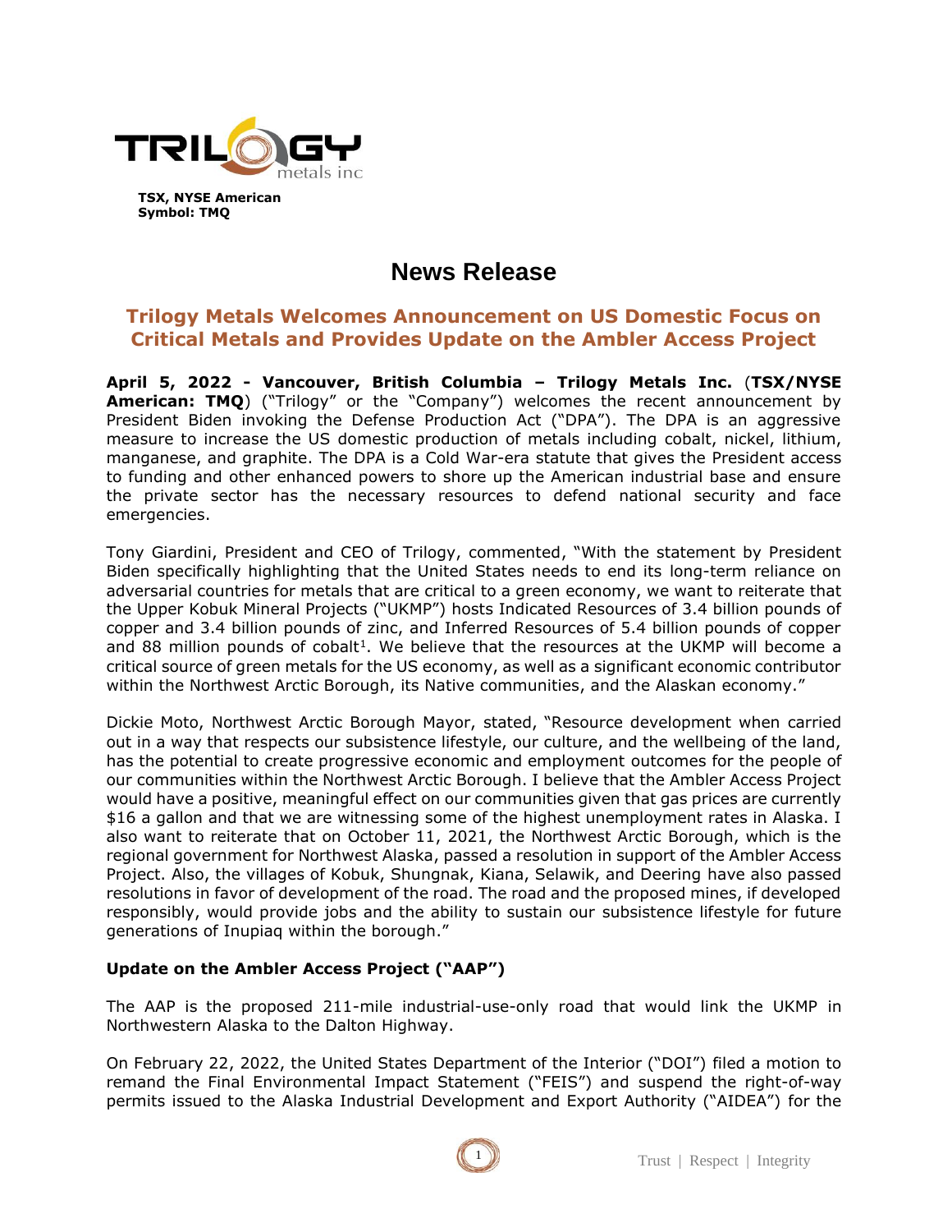TSX, NYSE American
Symbol: TMQ

# News Release

## Trilogy Metals Welcomes Announcement on US Domestic Focus on Critical Metals and Provides Update on the Ambler Access Project

**April 5, 2022 - Vancouver, British Columbia – Trilogy Metals Inc.** (**TSX/NYSE American: TMQ**) ("Trilogy" or the "Company") welcomes the recent announcement by President Biden invoking the Defense Production Act ("DPA"). The DPA is an aggressive measure to increase the US domestic production of metals including cobalt, nickel, lithium, manganese, and graphite. The DPA is a Cold War-era statute that gives the President access to funding and other enhanced powers to shore up the American industrial base and ensure the private sector has the necessary resources to defend national security and face emergencies.

Tony Giardini, President and CEO of Trilogy, commented, "With the statement by President Biden specifically highlighting that the United States needs to end its long-term reliance on adversarial countries for metals that are critical to a green economy, we want to reiterate that the Upper Kobuk Mineral Projects ("UKMP") hosts Indicated Resources of 3.4 billion pounds of copper and 3.4 billion pounds of zinc, and Inferred Resources of 5.4 billion pounds of copper and 88 million pounds of cobalt[1]. We believe that the resources at the UKMP will become a critical source of green metals for the US economy, as well as a significant economic contributor within the Northwest Arctic Borough, its Native communities, and the Alaskan economy."

Dickie Moto, Northwest Arctic Borough Mayor, stated, "Resource development when carried out in a way that respects our subsistence lifestyle, our culture, and the wellbeing of the land, has the potential to create progressive economic and employment outcomes for the people of our communities within the Northwest Arctic Borough. I believe that the Ambler Access Project would have a positive, meaningful effect on our communities given that gas prices are currently $16 a gallon and that we are witnessing some of the highest unemployment rates in Alaska. I also want to reiterate that on October 11, 2021, the Northwest Arctic Borough, which is the regional government for Northwest Alaska, passed a resolution in support of the Ambler Access Project. Also, the villages of Kobuk, Shungnak, Kiana, Selawik, and Deering have also passed resolutions in favor of development of the road. The road and the proposed mines, if developed responsibly, would provide jobs and the ability to sustain our subsistence lifestyle for future generations of Inupiaq within the borough."

**Update on the Ambler Access Project ("AAP")**

The AAP is the proposed 211-mile industrial-use-only road that would link the UKMP in Northwestern Alaska to the Dalton Highway.

On February 22, 2022, the United States Department of the Interior ("DOI") filed a motion to remand the Final Environmental Impact Statement ("FEIS") and suspend the right-of-way permits issued to the Alaska Industrial Development and Export Authority ("AIDEA") for the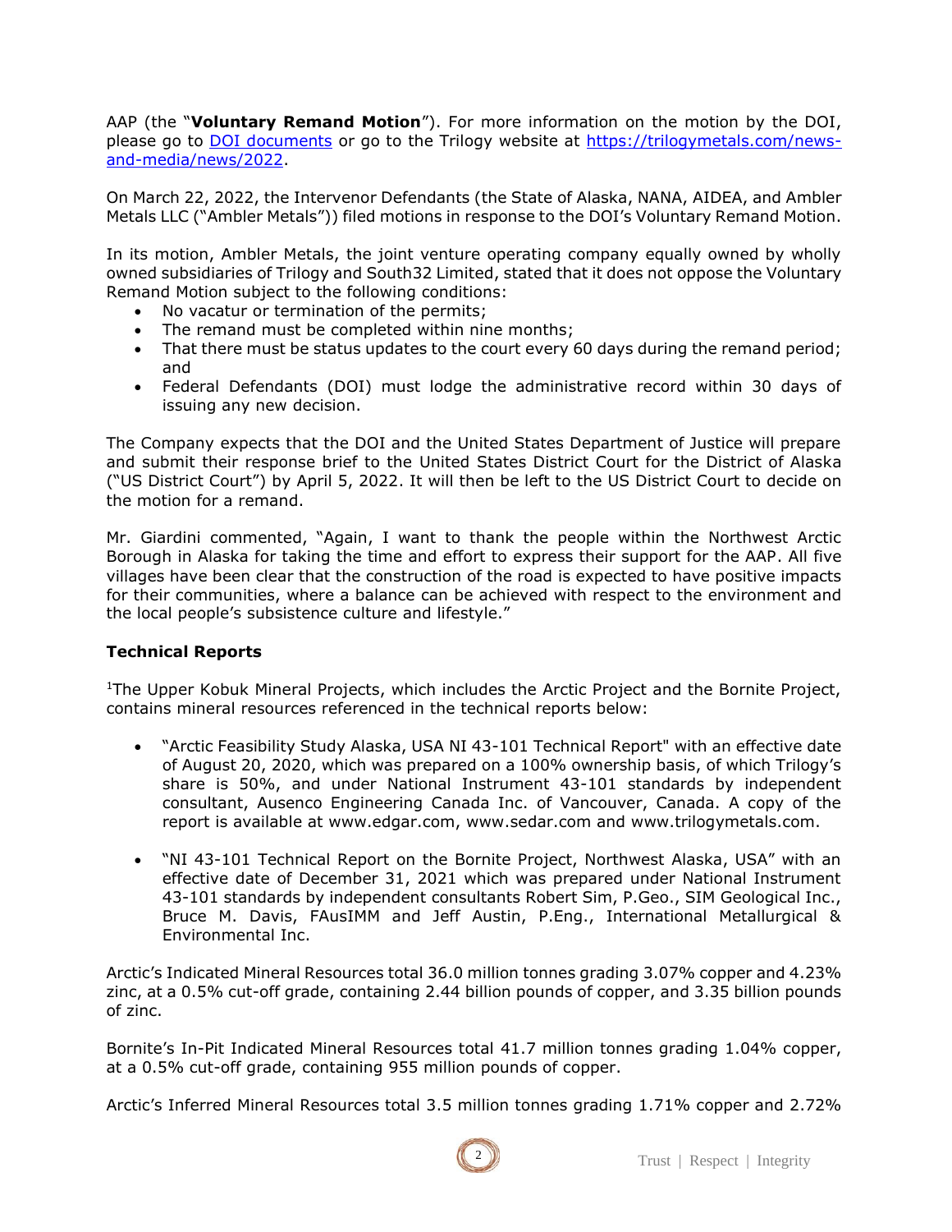AAP (the "**Voluntary Remand Motion**"). For more information on the motion by the DOI, please go to [DOI documents]() or go to the Trilogy website at [https://trilogymetals.com/news-and-media/news/2022](https://trilogymetals.com/news-and-media/news/2022).

On March 22, 2022, the Intervenor Defendants (the State of Alaska, NANA, AIDEA, and Ambler Metals LLC ("Ambler Metals")) filed motions in response to the DOI's Voluntary Remand Motion.

In its motion, Ambler Metals, the joint venture operating company equally owned by wholly owned subsidiaries of Trilogy and South32 Limited, stated that it does not oppose the Voluntary Remand Motion subject to the following conditions:

- No vacatur or termination of the permits;
- The remand must be completed within nine months;
- That there must be status updates to the court every 60 days during the remand period; and
- Federal Defendants (DOI) must lodge the administrative record within 30 days of issuing any new decision.

The Company expects that the DOI and the United States Department of Justice will prepare and submit their response brief to the United States District Court for the District of Alaska ("US District Court") by April 5, 2022. It will then be left to the US District Court to decide on the motion for a remand.

Mr. Giardini commented, "Again, I want to thank the people within the Northwest Arctic Borough in Alaska for taking the time and effort to express their support for the AAP. All five villages have been clear that the construction of the road is expected to have positive impacts for their communities, where a balance can be achieved with respect to the environment and the local people's subsistence culture and lifestyle."

**Technical Reports**

[1]The Upper Kobuk Mineral Projects, which includes the Arctic Project and the Bornite Project, contains mineral resources referenced in the technical reports below:

- "Arctic Feasibility Study Alaska, USA NI 43-101 Technical Report" with an effective date of August 20, 2020, which was prepared on a 100% ownership basis, of which Trilogy's share is 50%, and under National Instrument 43-101 standards by independent consultant, Ausenco Engineering Canada Inc. of Vancouver, Canada. A copy of the report is available at www.edgar.com, www.sedar.com and www.trilogymetals.com.

- "NI 43-101 Technical Report on the Bornite Project, Northwest Alaska, USA" with an effective date of December 31, 2021 which was prepared under National Instrument 43-101 standards by independent consultants Robert Sim, P.Geo., SIM Geological Inc., Bruce M. Davis, FAusIMM and Jeff Austin, P.Eng., International Metallurgical & Environmental Inc.

Arctic's Indicated Mineral Resources total 36.0 million tonnes grading 3.07% copper and 4.23% zinc, at a 0.5% cut-off grade, containing 2.44 billion pounds of copper, and 3.35 billion pounds of zinc.

Bornite's In-Pit Indicated Mineral Resources total 41.7 million tonnes grading 1.04% copper, at a 0.5% cut-off grade, containing 955 million pounds of copper.

Arctic's Inferred Mineral Resources total 3.5 million tonnes grading 1.71% copper and 2.72%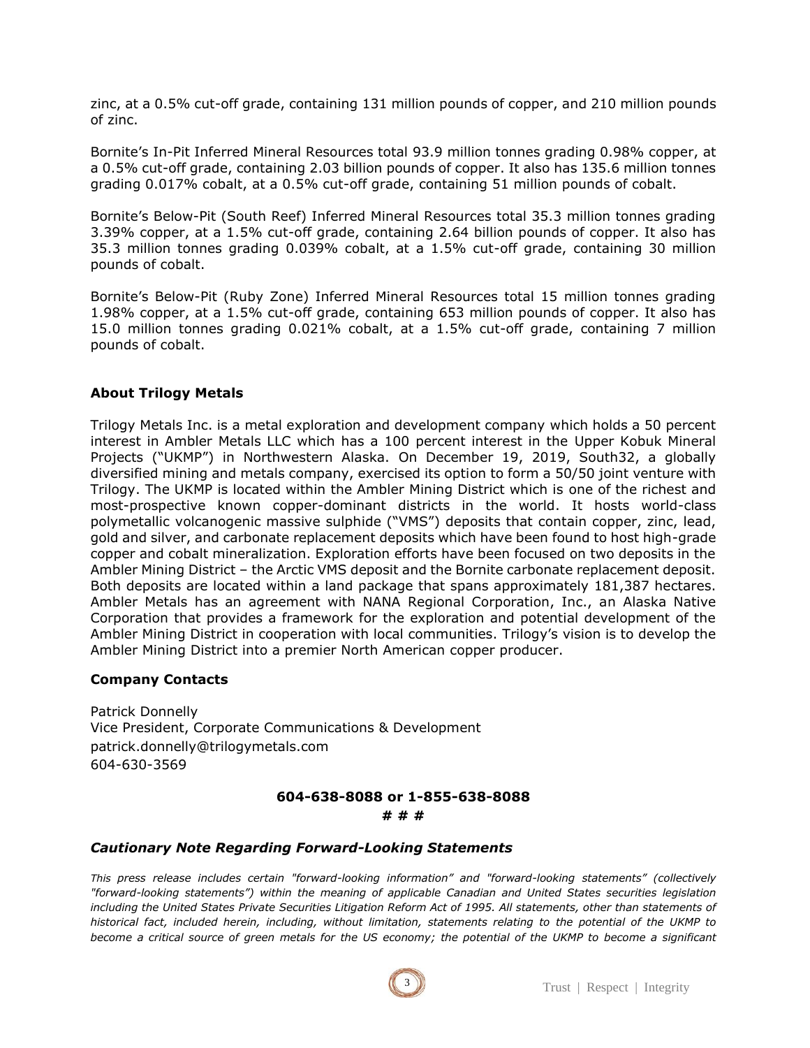zinc, at a 0.5% cut-off grade, containing 131 million pounds of copper, and 210 million pounds of zinc.

Bornite's In-Pit Inferred Mineral Resources total 93.9 million tonnes grading 0.98% copper, at a 0.5% cut-off grade, containing 2.03 billion pounds of copper. It also has 135.6 million tonnes grading 0.017% cobalt, at a 0.5% cut-off grade, containing 51 million pounds of cobalt.

Bornite's Below-Pit (South Reef) Inferred Mineral Resources total 35.3 million tonnes grading 3.39% copper, at a 1.5% cut-off grade, containing 2.64 billion pounds of copper. It also has 35.3 million tonnes grading 0.039% cobalt, at a 1.5% cut-off grade, containing 30 million pounds of cobalt.

Bornite's Below-Pit (Ruby Zone) Inferred Mineral Resources total 15 million tonnes grading 1.98% copper, at a 1.5% cut-off grade, containing 653 million pounds of copper. It also has 15.0 million tonnes grading 0.021% cobalt, at a 1.5% cut-off grade, containing 7 million pounds of cobalt.

**About Trilogy Metals**

Trilogy Metals Inc. is a metal exploration and development company which holds a 50 percent interest in Ambler Metals LLC which has a 100 percent interest in the Upper Kobuk Mineral Projects ("UKMP") in Northwestern Alaska. On December 19, 2019, South32, a globally diversified mining and metals company, exercised its option to form a 50/50 joint venture with Trilogy. The UKMP is located within the Ambler Mining District which is one of the richest and most-prospective known copper-dominant districts in the world. It hosts world-class polymetallic volcanogenic massive sulphide ("VMS") deposits that contain copper, zinc, lead, gold and silver, and carbonate replacement deposits which have been found to host high-grade copper and cobalt mineralization. Exploration efforts have been focused on two deposits in the Ambler Mining District – the Arctic VMS deposit and the Bornite carbonate replacement deposit. Both deposits are located within a land package that spans approximately 181,387 hectares. Ambler Metals has an agreement with NANA Regional Corporation, Inc., an Alaska Native Corporation that provides a framework for the exploration and potential development of the Ambler Mining District in cooperation with local communities. Trilogy's vision is to develop the Ambler Mining District into a premier North American copper producer.

**Company Contacts**

Patrick Donnelly
Vice President, Corporate Communications & Development
patrick.donnelly@trilogymetals.com
604-630-3569

**604-638-8088 or 1-855-638-8088**

**# # #**

***Cautionary Note Regarding Forward-Looking Statements***

*This press release includes certain "forward-looking information" and "forward-looking statements" (collectively "forward-looking statements") within the meaning of applicable Canadian and United States securities legislation including the United States Private Securities Litigation Reform Act of 1995. All statements, other than statements of historical fact, included herein, including, without limitation, statements relating to the potential of the UKMP to become a critical source of green metals for the US economy; the potential of the UKMP to become a significant*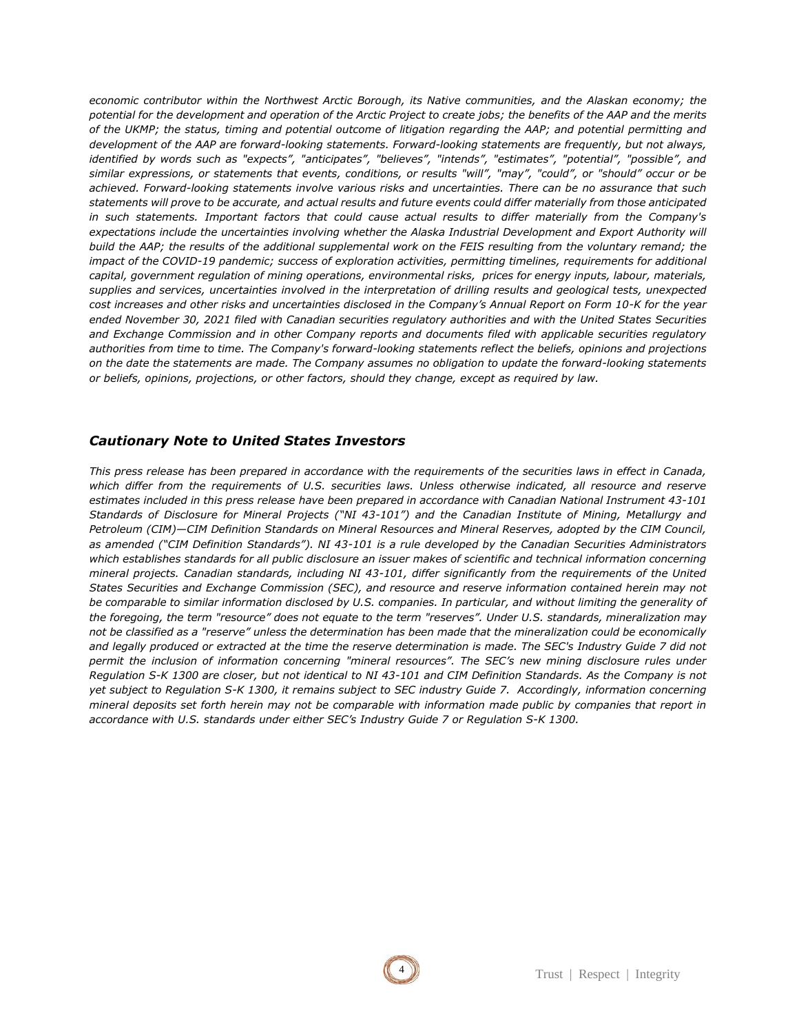*economic contributor within the Northwest Arctic Borough, its Native communities, and the Alaskan economy; the potential for the development and operation of the Arctic Project to create jobs; the benefits of the AAP and the merits of the UKMP; the status, timing and potential outcome of litigation regarding the AAP; and potential permitting and development of the AAP are forward-looking statements. Forward-looking statements are frequently, but not always, identified by words such as "expects", "anticipates", "believes", "intends", "estimates", "potential", "possible", and similar expressions, or statements that events, conditions, or results "will", "may", "could", or "should" occur or be achieved. Forward-looking statements involve various risks and uncertainties. There can be no assurance that such statements will prove to be accurate, and actual results and future events could differ materially from those anticipated in such statements. Important factors that could cause actual results to differ materially from the Company's expectations include the uncertainties involving whether the Alaska Industrial Development and Export Authority will build the AAP; the results of the additional supplemental work on the FEIS resulting from the voluntary remand; the impact of the COVID-19 pandemic; success of exploration activities, permitting timelines, requirements for additional capital, government regulation of mining operations, environmental risks, prices for energy inputs, labour, materials, supplies and services, uncertainties involved in the interpretation of drilling results and geological tests, unexpected cost increases and other risks and uncertainties disclosed in the Company's Annual Report on Form 10-K for the year ended November 30, 2021 filed with Canadian securities regulatory authorities and with the United States Securities and Exchange Commission and in other Company reports and documents filed with applicable securities regulatory authorities from time to time. The Company's forward-looking statements reflect the beliefs, opinions and projections on the date the statements are made. The Company assumes no obligation to update the forward-looking statements or beliefs, opinions, projections, or other factors, should they change, except as required by law.*

## *Cautionary Note to United States Investors*

*This press release has been prepared in accordance with the requirements of the securities laws in effect in Canada, which differ from the requirements of U.S. securities laws. Unless otherwise indicated, all resource and reserve estimates included in this press release have been prepared in accordance with Canadian National Instrument 43-101 Standards of Disclosure for Mineral Projects ("NI 43-101") and the Canadian Institute of Mining, Metallurgy and Petroleum (CIM)—CIM Definition Standards on Mineral Resources and Mineral Reserves, adopted by the CIM Council, as amended ("CIM Definition Standards"). NI 43-101 is a rule developed by the Canadian Securities Administrators which establishes standards for all public disclosure an issuer makes of scientific and technical information concerning mineral projects. Canadian standards, including NI 43-101, differ significantly from the requirements of the United States Securities and Exchange Commission (SEC), and resource and reserve information contained herein may not be comparable to similar information disclosed by U.S. companies. In particular, and without limiting the generality of the foregoing, the term "resource" does not equate to the term "reserves". Under U.S. standards, mineralization may not be classified as a "reserve" unless the determination has been made that the mineralization could be economically and legally produced or extracted at the time the reserve determination is made. The SEC's Industry Guide 7 did not permit the inclusion of information concerning "mineral resources". The SEC's new mining disclosure rules under Regulation S-K 1300 are closer, but not identical to NI 43-101 and CIM Definition Standards. As the Company is not yet subject to Regulation S-K 1300, it remains subject to SEC industry Guide 7. Accordingly, information concerning mineral deposits set forth herein may not be comparable with information made public by companies that report in accordance with U.S. standards under either SEC's Industry Guide 7 or Regulation S-K 1300.*